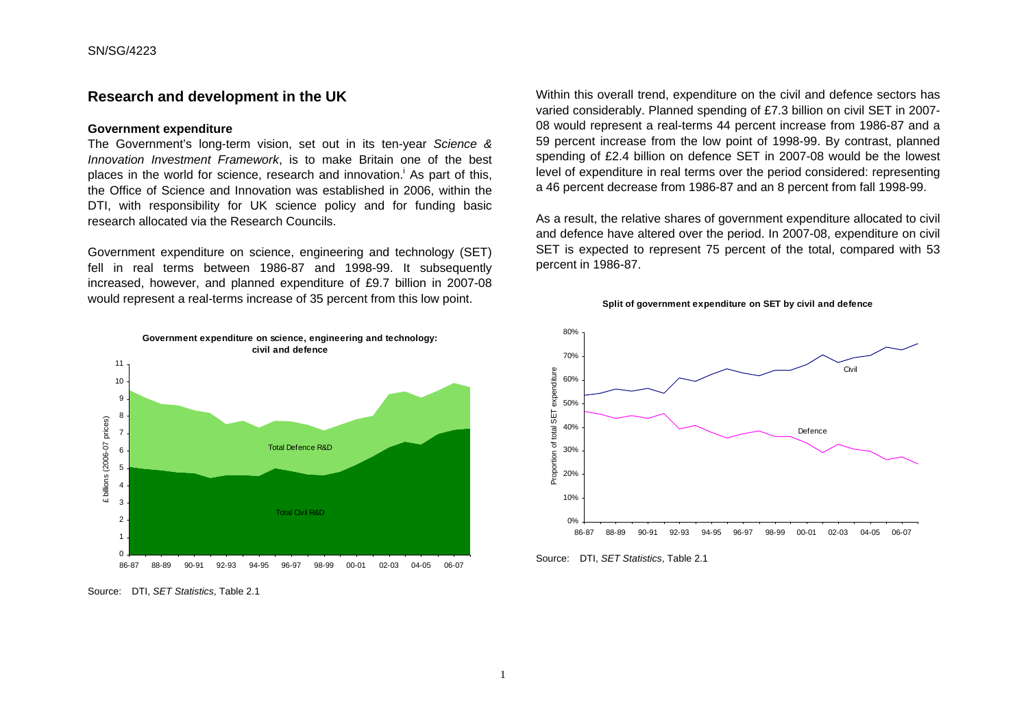## Research and development in the UK

### Government expenditure

The Government's long-term vision, set out in its ten-year *Science & Innovation Investment Framework*, is to make Britain one of the best places in the world for science, research and innovation.[i] As part of this, the Office of Science and Innovation was established in 2006, within the DTI, with responsibility for UK science policy and for funding basic research allocated via the Research Councils.

Government expenditure on science, engineering and technology (SET) fell in real terms between 1986-87 and 1998-99. It subsequently increased, however, and planned expenditure of £9.7 billion in 2007-08 would represent a real-terms increase of 35 percent from this low point.

**Government expenditure on science, engineering and technology: civil and defence**

£ billions (2006-07 prices)

0 1 2 3 4 5 6 7 8 9 10 11

Total Defence R&D

Total Civil R&D

86-87 88-89 90-91 92-93 94-95 96-97 98-99 00-01 02-03 04-05 06-07

Source: DTI, *SET Statistics*, Table 2.1

Within this overall trend, expenditure on the civil and defence sectors has varied considerably. Planned spending of £7.3 billion on civil SET in 2007-08 would represent a real-terms 44 percent increase from 1986-87 and a 59 percent increase from the low point of 1998-99. By contrast, planned spending of £2.4 billion on defence SET in 2007-08 would be the lowest level of expenditure in real terms over the period considered: representing a 46 percent decrease from 1986-87 and an 8 percent from fall 1998-99.

As a result, the relative shares of government expenditure allocated to civil and defence have altered over the period. In 2007-08, expenditure on civil SET is expected to represent 75 percent of the total, compared with 53 percent in 1986-87.

**Split of government expenditure on SET by civil and defence**

Proportion of total SET expenditure

0% 10% 20% 30% 40% 50% 60% 70% 80%

Civil

Defence

86-87 88-89 90-91 92-93 94-95 96-97 98-99 00-01 02-03 04-05 06-07

Source: DTI, *SET Statistics*, Table 2.1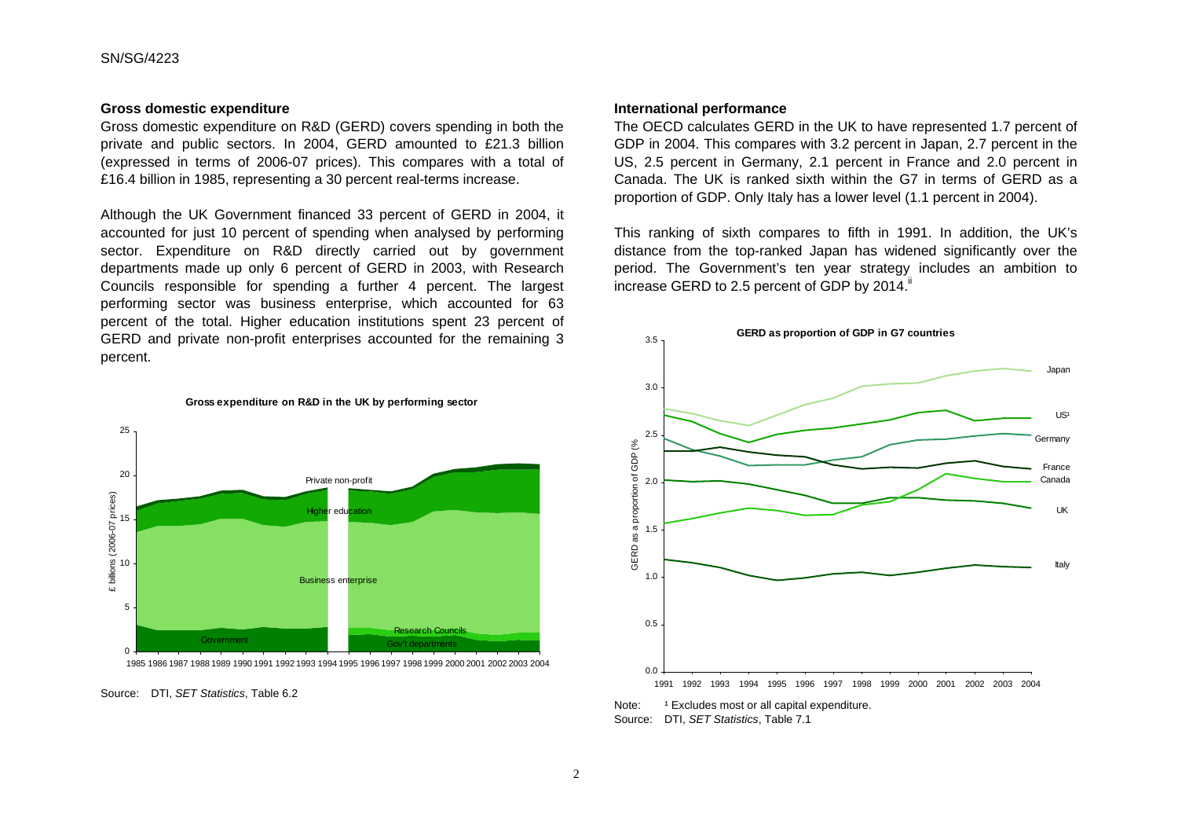## Gross domestic expenditure

Gross domestic expenditure on R&D (GERD) covers spending in both the private and public sectors. In 2004, GERD amounted to £21.3 billion (expressed in terms of 2006-07 prices). This compares with a total of £16.4 billion in 1985, representing a 30 percent real-terms increase.

Although the UK Government financed 33 percent of GERD in 2004, it accounted for just 10 percent of spending when analysed by performing sector. Expenditure on R&D directly carried out by government departments made up only 6 percent of GERD in 2003, with Research Councils responsible for spending a further 4 percent. The largest performing sector was business enterprise, which accounted for 63 percent of the total. Higher education institutions spent 23 percent of GERD and private non-profit enterprises accounted for the remaining 3 percent.

**Gross expenditure on R&D in the UK by performing sector**

£ billions (2006-07 prices)

25
20
15
10
5
0

1985 1986 1987 1988 1989 1990 1991 1992 1993 1994 1995 1996 1997 1998 1999 2000 2001 2002 2003 2004

Private non-profit
Higher education
Business enterprise
Research Councils
Government
Gov't departments

Source: DTI, *SET Statistics*, Table 6.2

## International performance

The OECD calculates GERD in the UK to have represented 1.7 percent of GDP in 2004. This compares with 3.2 percent in Japan, 2.7 percent in the US, 2.5 percent in Germany, 2.1 percent in France and 2.0 percent in Canada. The UK is ranked sixth within the G7 in terms of GERD as a proportion of GDP. Only Italy has a lower level (1.1 percent in 2004).

This ranking of sixth compares to fifth in 1991. In addition, the UK's distance from the top-ranked Japan has widened significantly over the period. The Government's ten year strategy includes an ambition to increase GERD to 2.5 percent of GDP by 2014.[ii]

**GERD as proportion of GDP in G7 countries**

GERD as a proportion of GDP (%

3.5
3.0
2.5
2.0
1.5
1.0
0.5
0.0

1991 1992 1993 1994 1995 1996 1997 1998 1999 2000 2001 2002 2003 2004

Japan
US[1]
Germany
France
Canada
UK
Italy

Note: [1] Excludes most or all capital expenditure.
Source: DTI, *SET Statistics*, Table 7.1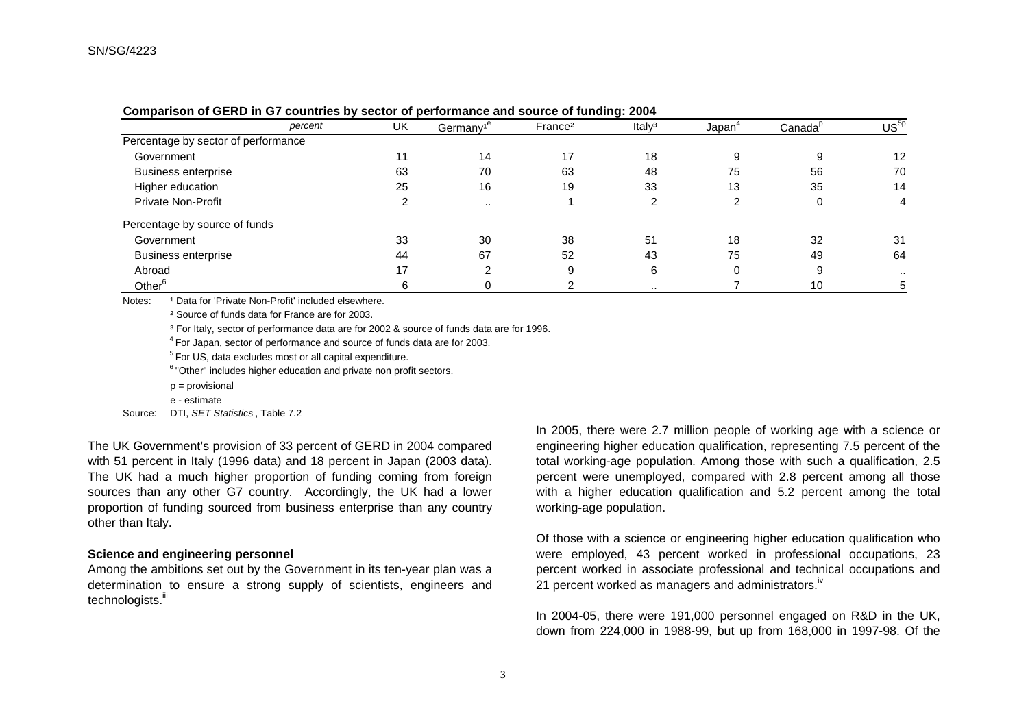**Comparison of GERD in G7 countries by sector of performance and source of funding: 2004**

| *percent* | UK | Germany[1e] | France[2] | Italy[3] | Japan[4] | Canada[p] | US[5p] |
|---|---|---|---|---|---|---|---|
| Percentage by sector of performance | | | | | | | |
| Government | 11 | 14 | 17 | 18 | 9 | 9 | 12 |
| Business enterprise | 63 | 70 | 63 | 48 | 75 | 56 | 70 |
| Higher education | 25 | 16 | 19 | 33 | 13 | 35 | 14 |
| Private Non-Profit | 2 | .. | 1 | 2 | 2 | 0 | 4 |
| Percentage by source of funds | | | | | | | |
| Government | 33 | 30 | 38 | 51 | 18 | 32 | 31 |
| Business enterprise | 44 | 67 | 52 | 43 | 75 | 49 | 64 |
| Abroad | 17 | 2 | 9 | 6 | 0 | 9 | .. |
| Other[6] | 6 | 0 | 2 | .. | 7 | 10 | 5 |

Notes: [1] Data for 'Private Non-Profit' included elsewhere.

[2] Source of funds data for France are for 2003.

[3] For Italy, sector of performance data are for 2002 & source of funds data are for 1996.

[4] For Japan, sector of performance and source of funds data are for 2003.

[5] For US, data excludes most or all capital expenditure.

[6] "Other" includes higher education and private non profit sectors.

p = provisional

e - estimate

Source: DTI, *SET Statistics*, Table 7.2

The UK Government's provision of 33 percent of GERD in 2004 compared with 51 percent in Italy (1996 data) and 18 percent in Japan (2003 data). The UK had a much higher proportion of funding coming from foreign sources than any other G7 country. Accordingly, the UK had a lower proportion of funding sourced from business enterprise than any country other than Italy.

**Science and engineering personnel**

Among the ambitions set out by the Government in its ten-year plan was a determination to ensure a strong supply of scientists, engineers and technologists.[iii]

In 2005, there were 2.7 million people of working age with a science or engineering higher education qualification, representing 7.5 percent of the total working-age population. Among those with such a qualification, 2.5 percent were unemployed, compared with 2.8 percent among all those with a higher education qualification and 5.2 percent among the total working-age population.

Of those with a science or engineering higher education qualification who were employed, 43 percent worked in professional occupations, 23 percent worked in associate professional and technical occupations and 21 percent worked as managers and administrators.[iv]

In 2004-05, there were 191,000 personnel engaged on R&D in the UK, down from 224,000 in 1988-99, but up from 168,000 in 1997-98. Of the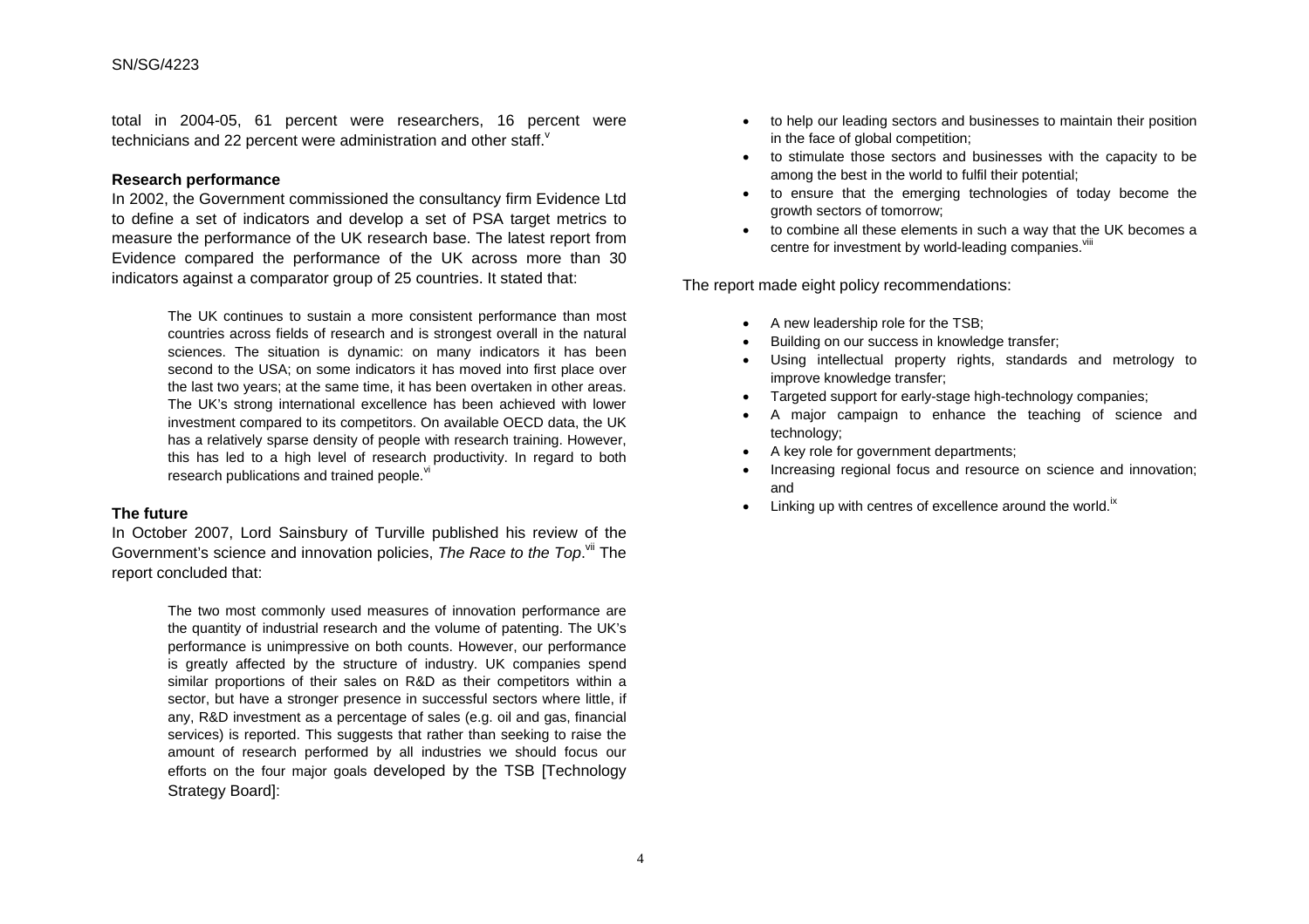total in 2004-05, 61 percent were researchers, 16 percent were technicians and 22 percent were administration and other staff.[v]

### Research performance

In 2002, the Government commissioned the consultancy firm Evidence Ltd to define a set of indicators and develop a set of PSA target metrics to measure the performance of the UK research base. The latest report from Evidence compared the performance of the UK across more than 30 indicators against a comparator group of 25 countries. It stated that:

> The UK continues to sustain a more consistent performance than most countries across fields of research and is strongest overall in the natural sciences. The situation is dynamic: on many indicators it has been second to the USA; on some indicators it has moved into first place over the last two years; at the same time, it has been overtaken in other areas. The UK's strong international excellence has been achieved with lower investment compared to its competitors. On available OECD data, the UK has a relatively sparse density of people with research training. However, this has led to a high level of research productivity. In regard to both research publications and trained people.[vi]

### The future

In October 2007, Lord Sainsbury of Turville published his review of the Government's science and innovation policies, *The Race to the Top*.[vii] The report concluded that:

> The two most commonly used measures of innovation performance are the quantity of industrial research and the volume of patenting. The UK's performance is unimpressive on both counts. However, our performance is greatly affected by the structure of industry. UK companies spend similar proportions of their sales on R&D as their competitors within a sector, but have a stronger presence in successful sectors where little, if any, R&D investment as a percentage of sales (e.g. oil and gas, financial services) is reported. This suggests that rather than seeking to raise the amount of research performed by all industries we should focus our efforts on the four major goals developed by the TSB [Technology Strategy Board]:
>
> - to help our leading sectors and businesses to maintain their position in the face of global competition;
> - to stimulate those sectors and businesses with the capacity to be among the best in the world to fulfil their potential;
> - to ensure that the emerging technologies of today become the growth sectors of tomorrow;
> - to combine all these elements in such a way that the UK becomes a centre for investment by world-leading companies.[viii]

The report made eight policy recommendations:

- A new leadership role for the TSB;
- Building on our success in knowledge transfer;
- Using intellectual property rights, standards and metrology to improve knowledge transfer;
- Targeted support for early-stage high-technology companies;
- A major campaign to enhance the teaching of science and technology;
- A key role for government departments;
- Increasing regional focus and resource on science and innovation; and
- Linking up with centres of excellence around the world.[ix]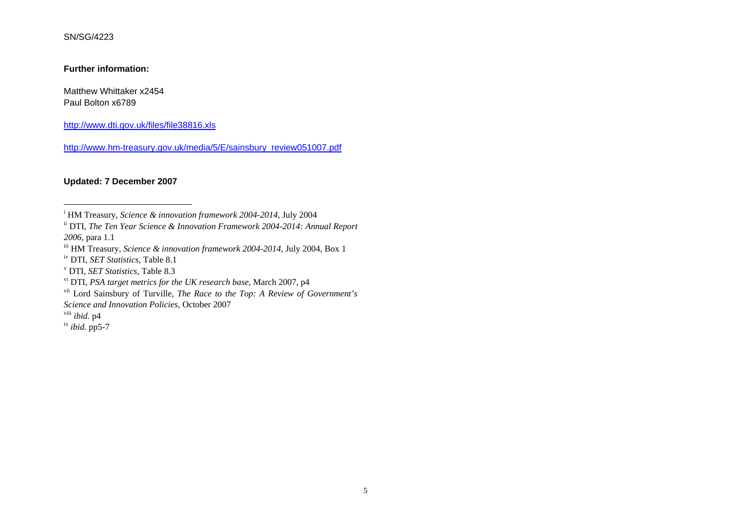**Further information:**

Matthew Whittaker x2454
Paul Bolton x6789

http://www.dti.gov.uk/files/file38816.xls

http://www.hm-treasury.gov.uk/media/5/E/sainsbury_review051007.pdf

**Updated: 7 December 2007**

---

[i] HM Treasury, *Science & innovation framework 2004-2014*, July 2004

[ii] DTI, *The Ten Year Science & Innovation Framework 2004-2014: Annual Report 2006*, para 1.1

[iii] HM Treasury, *Science & innovation framework 2004-2014*, July 2004, Box 1

[iv] DTI, *SET Statistics*, Table 8.1

[v] DTI, *SET Statistics*, Table 8.3

[vi] DTI, *PSA target metrics for the UK research base*, March 2007, p4

[vii] Lord Sainsbury of Turville, *The Race to the Top: A Review of Government's Science and Innovation Policies*, October 2007

[viii] *ibid.* p4

[ix] *ibid.* pp5-7